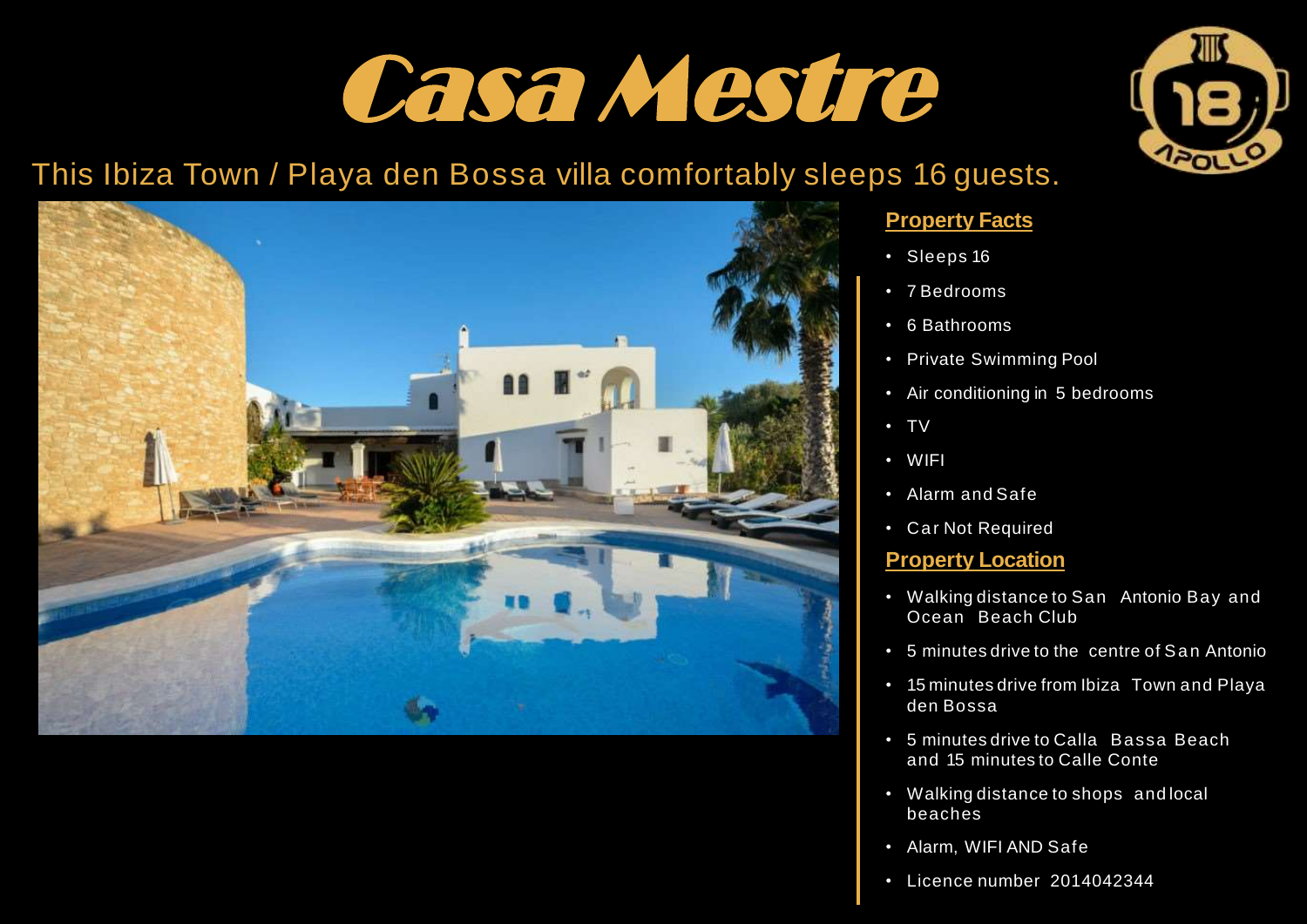# Casa Mestre

## This Ibiza Town / Playa den Bossa villa comfortably sleeps 16 guests.

### Property Facts

- Sleeps 16
- 7 Bedrooms
- 6 Bathrooms
- Private Swimming Pool
- Air conditioning in 5 bedrooms
- TV
- WIFI
- Alarm and Safe
- Car Not Required

### Property Location

- Walking distance to San Antonio Bay and Ocean Beach Club
- 5 minutes drive to the centre of San Antonio
- 15 minutes drive from Ibiza Town and Playa den Bossa
- 5 minutes drive to Calla Bassa Beach and 15 minutes to Calle Conte
- Walking distance to shops and local beaches
- Alarm, WIFI AND Safe
- Licence number 2014042344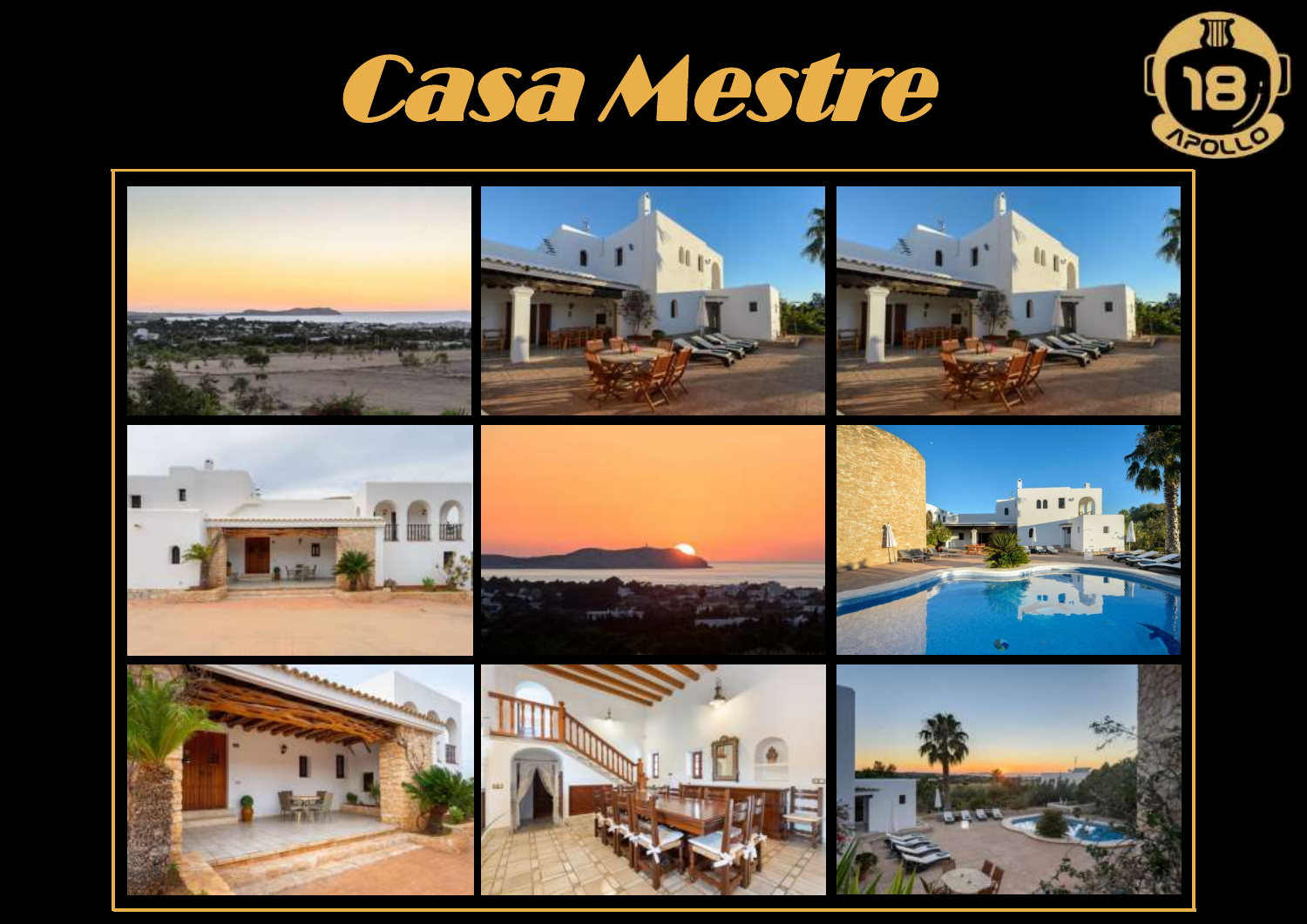# Casa Mestre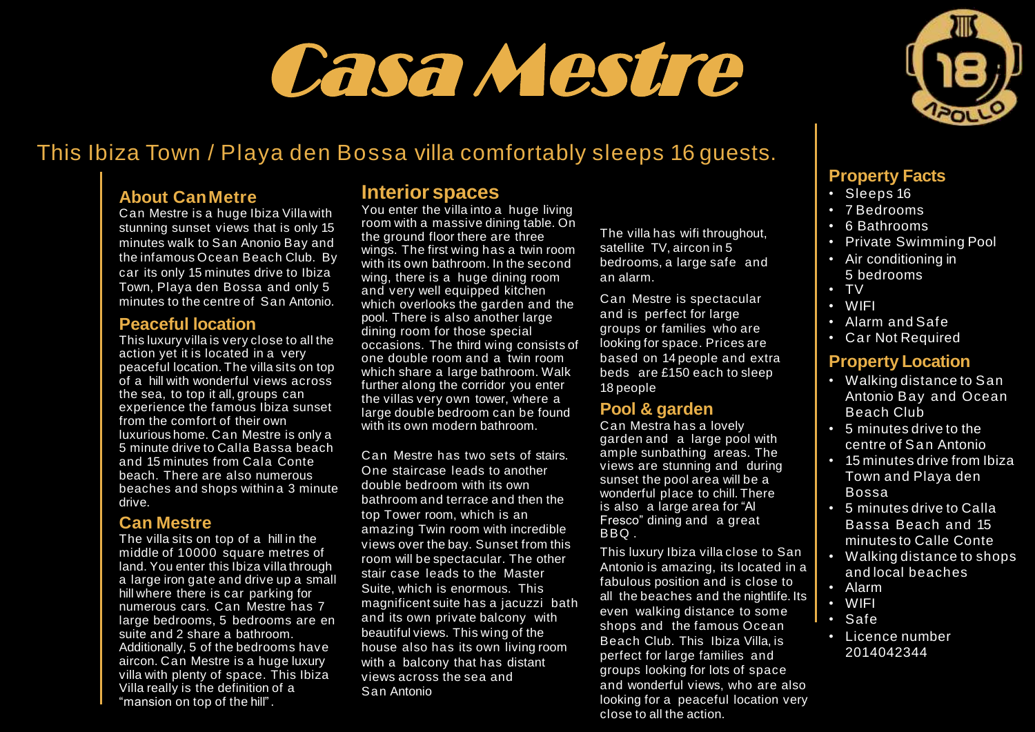# Casa Mestre

## This Ibiza Town / Playa den Bossa villa comfortably sleeps 16 guests.

### About Can Metre

Can Mestre is a huge Ibiza Villa with stunning sunset views that is only 15 minutes walk to San Anonio Bay and the infamous Ocean Beach Club. By car its only 15 minutes drive to Ibiza Town, Playa den Bossa and only 5 minutes to the centre of San Antonio.

### Peaceful location

This luxury villa is very close to all the action yet it is located in a very peaceful location. The villa sits on top of a hill with wonderful views across the sea, to top it all, groups can experience the famous Ibiza sunset from the comfort of their own luxurious home. Can Mestre is only a 5 minute drive to Calla Bassa beach and 15 minutes from Cala Conte beach. There are also numerous beaches and shops within a 3 minute drive.

### Can Mestre

The villa sits on top of a hill in the middle of 10000 square metres of land. You enter this Ibiza villa through a large iron gate and drive up a small hill where there is car parking for numerous cars. Can Mestre has 7 large bedrooms, 5 bedrooms are en suite and 2 share a bathroom. Additionally, 5 of the bedrooms have aircon. Can Mestre is a huge luxury villa with plenty of space. This Ibiza Villa really is the definition of a "mansion on top of the hill".

### Interior spaces

You enter the villa into a huge living room with a massive dining table. On the ground floor there are three wings. The first wing has a twin room with its own bathroom. In the second wing, there is a huge dining room and very well equipped kitchen which overlooks the garden and the pool. There is also another large dining room for those special occasions. The third wing consists of one double room and a twin room which share a large bathroom. Walk further along the corridor you enter the villas very own tower, where a large double bedroom can be found with its own modern bathroom.

Can Mestre has two sets of stairs. One staircase leads to another double bedroom with its own bathroom and terrace and then the top Tower room, which is an amazing Twin room with incredible views over the bay. Sunset from this room will be spectacular. The other stair case leads to the Master Suite, which is enormous. This magnificent suite has a jacuzzi bath and its own private balcony with beautiful views. This wing of the house also has its own living room with a balcony that has distant views across the sea and San Antonio

The villa has wifi throughout, satellite TV, aircon in 5 bedrooms, a large safe and an alarm.

Can Mestre is spectacular and is perfect for large groups or families who are looking for space. Prices are based on 14 people and extra beds are £150 each to sleep 18 people

### Pool & garden

Can Mestra has a lovely garden and a large pool with ample sunbathing areas. The views are stunning and during sunset the pool area will be a wonderful place to chill. There is also a large area for "Al Fresco" dining and a great BBQ.

This luxury Ibiza villa close to San Antonio is amazing, its located in a fabulous position and is close to all the beaches and the nightlife. Its even walking distance to some shops and the famous Ocean Beach Club. This Ibiza Villa, is perfect for large families and groups looking for lots of space and wonderful views, who are also looking for a peaceful location very close to all the action.

### Property Facts

- Sleeps 16
- 7 Bedrooms
- 6 Bathrooms
- Private Swimming Pool
- Air conditioning in 5 bedrooms
- TV
- WIFI
- Alarm and Safe
- Car Not Required

### Property Location

- Walking distance to San Antonio Bay and Ocean Beach Club
- 5 minutes drive to the centre of San Antonio
- 15 minutes drive from Ibiza Town and Playa den Bossa
- 5 minutes drive to Calla Bassa Beach and 15 minutes to Calle Conte
- Walking distance to shops and local beaches
- Alarm
- WIFI
- Safe
- Licence number 2014042344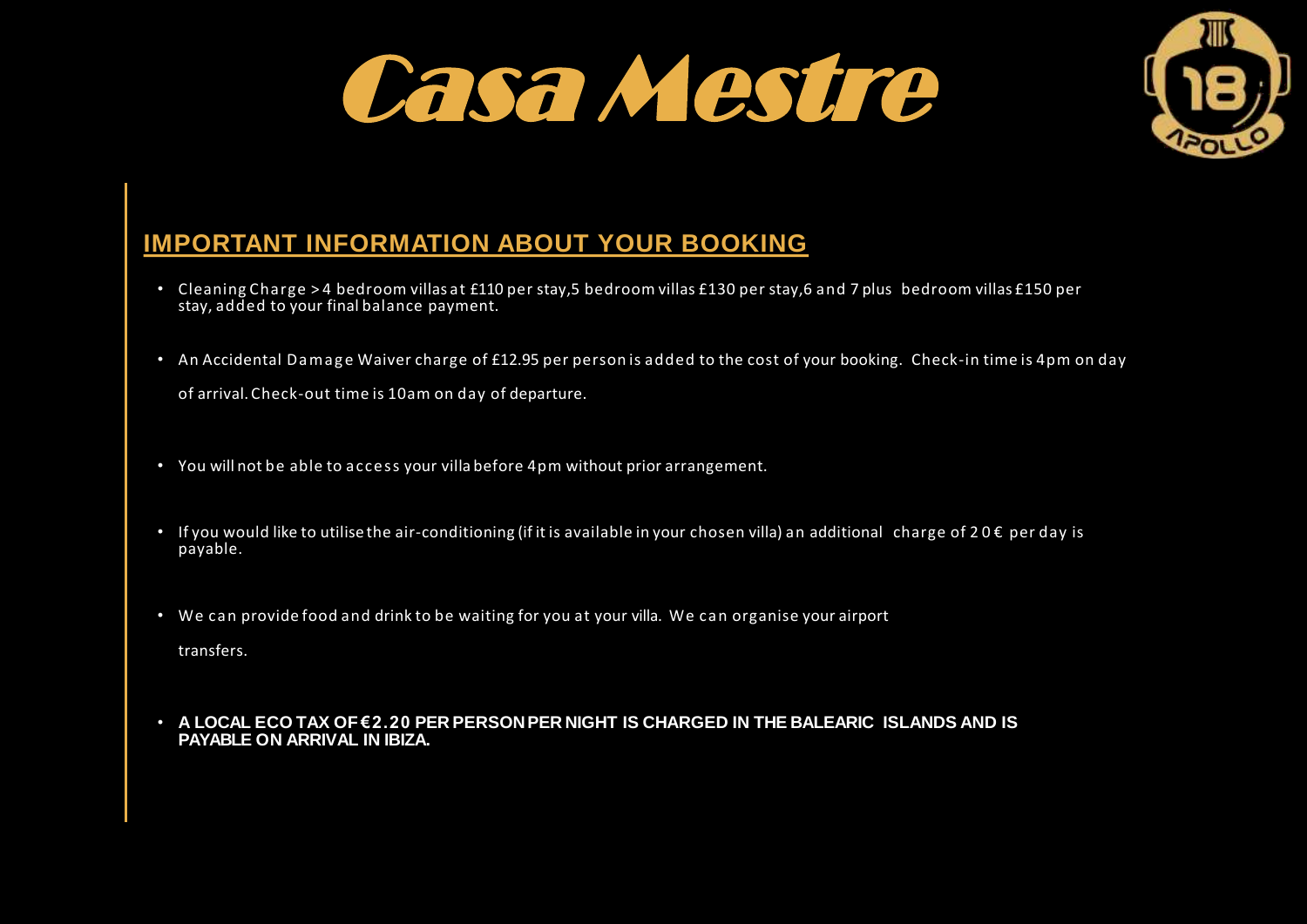# Casa Mestre

## IMPORTANT INFORMATION ABOUT YOUR BOOKING

- Cleaning Charge > 4 bedroom villas at £110 per stay, 5 bedroom villas £130 per stay, 6 and 7 plus bedroom villas £150 per stay, added to your final balance payment.
- An Accidental Damage Waiver charge of £12.95 per person is added to the cost of your booking. Check-in time is 4pm on day of arrival. Check-out time is 10am on day of departure.
- You will not be able to access your villa before 4pm without prior arrangement.
- If you would like to utilise the air-conditioning (if it is available in your chosen villa) an additional charge of 20€ per day is payable.
- We can provide food and drink to be waiting for you at your villa. We can organise your airport transfers.
- **A LOCAL ECO TAX OF €2.20 PER PERSON PER NIGHT IS CHARGED IN THE BALEARIC ISLANDS AND IS PAYABLE ON ARRIVAL IN IBIZA.**